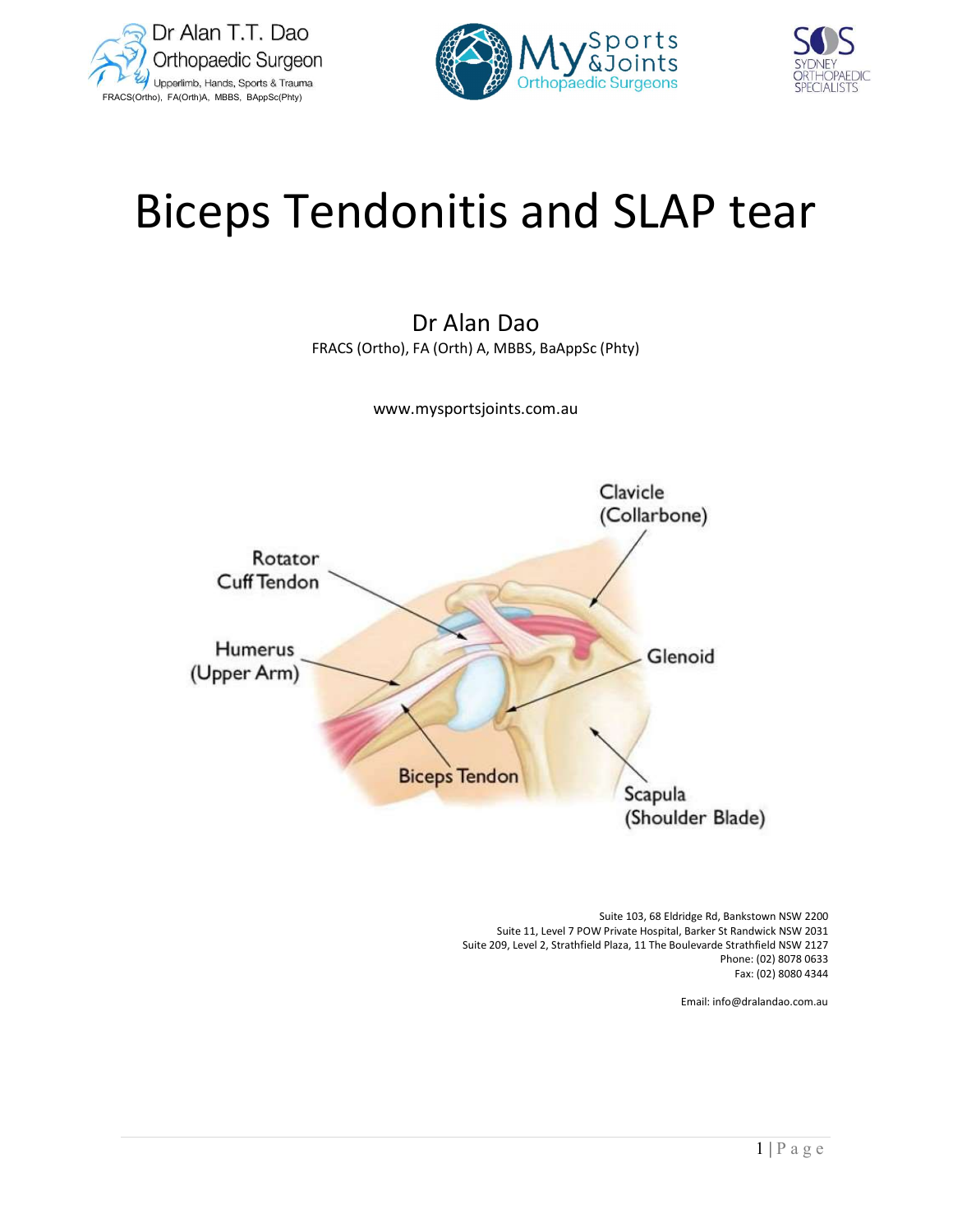Dr Alan T.T. Dao
Orthopaedic Surgeon
Upperlimb, Hands, Sports & Trauma
FRACS(Ortho), FA(Orth)A, MBBS, BAppSc(Phty)

# Biceps Tendonitis and SLAP tear

Dr Alan Dao

FRACS (Ortho), FA (Orth) A, MBBS, BaAppSc (Phty)

www.mysportsjoints.com.au

Clavicle (Collarbone)

Rotator Cuff Tendon

Humerus (Upper Arm)

Glenoid

Biceps Tendon

Scapula (Shoulder Blade)

Suite 103, 68 Eldridge Rd, Bankstown NSW 2200
Suite 11, Level 7 POW Private Hospital, Barker St Randwick NSW 2031
Suite 209, Level 2, Strathfield Plaza, 11 The Boulevarde Strathfield NSW 2127
Phone: (02) 8078 0633
Fax: (02) 8080 4344

Email: info@dralandao.com.au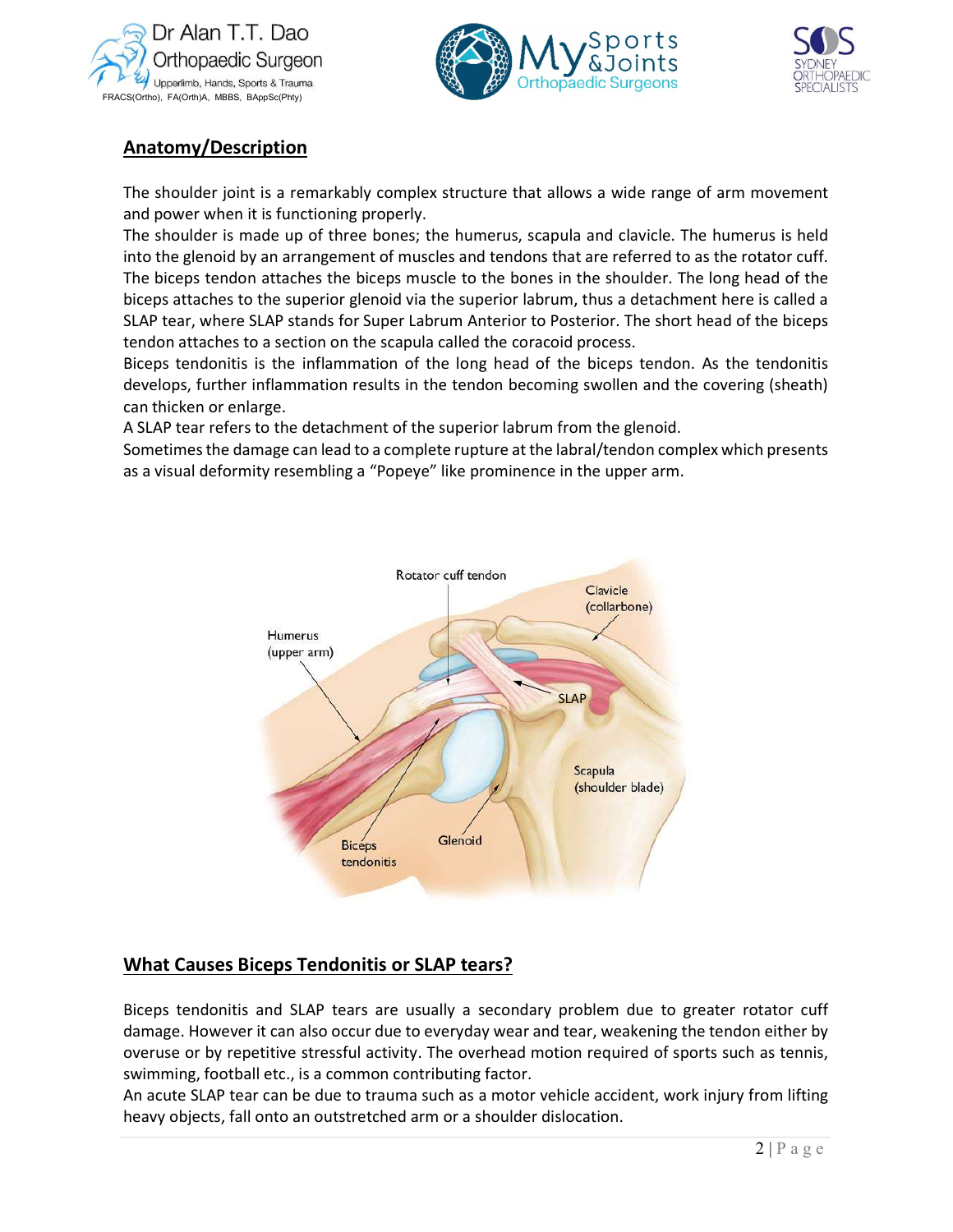## Anatomy/Description

The shoulder joint is a remarkably complex structure that allows a wide range of arm movement and power when it is functioning properly.
The shoulder is made up of three bones; the humerus, scapula and clavicle. The humerus is held into the glenoid by an arrangement of muscles and tendons that are referred to as the rotator cuff. The biceps tendon attaches the biceps muscle to the bones in the shoulder. The long head of the biceps attaches to the superior glenoid via the superior labrum, thus a detachment here is called a SLAP tear, where SLAP stands for Super Labrum Anterior to Posterior. The short head of the biceps tendon attaches to a section on the scapula called the coracoid process.
Biceps tendonitis is the inflammation of the long head of the biceps tendon. As the tendonitis develops, further inflammation results in the tendon becoming swollen and the covering (sheath) can thicken or enlarge.
A SLAP tear refers to the detachment of the superior labrum from the glenoid.
Sometimes the damage can lead to a complete rupture at the labral/tendon complex which presents as a visual deformity resembling a "Popeye" like prominence in the upper arm.

## What Causes Biceps Tendonitis or SLAP tears?

Biceps tendonitis and SLAP tears are usually a secondary problem due to greater rotator cuff damage. However it can also occur due to everyday wear and tear, weakening the tendon either by overuse or by repetitive stressful activity. The overhead motion required of sports such as tennis, swimming, football etc., is a common contributing factor.
An acute SLAP tear can be due to trauma such as a motor vehicle accident, work injury from lifting heavy objects, fall onto an outstretched arm or a shoulder dislocation.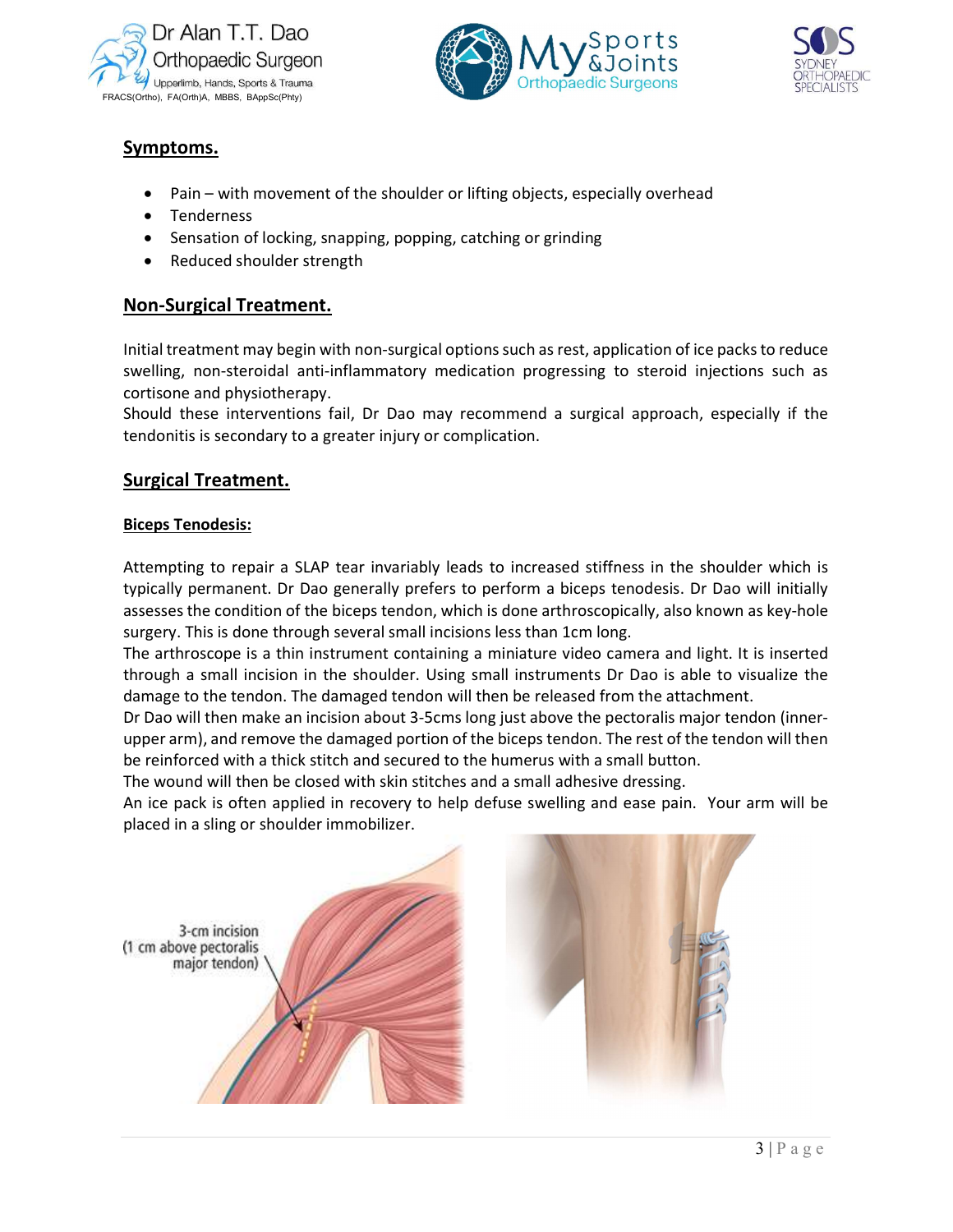## Symptoms.

- Pain – with movement of the shoulder or lifting objects, especially overhead
- Tenderness
- Sensation of locking, snapping, popping, catching or grinding
- Reduced shoulder strength

## Non-Surgical Treatment.

Initial treatment may begin with non-surgical options such as rest, application of ice packs to reduce swelling, non-steroidal anti-inflammatory medication progressing to steroid injections such as cortisone and physiotherapy.

Should these interventions fail, Dr Dao may recommend a surgical approach, especially if the tendonitis is secondary to a greater injury or complication.

## Surgical Treatment.

### Biceps Tenodesis:

Attempting to repair a SLAP tear invariably leads to increased stiffness in the shoulder which is typically permanent. Dr Dao generally prefers to perform a biceps tenodesis. Dr Dao will initially assesses the condition of the biceps tendon, which is done arthroscopically, also known as key-hole surgery. This is done through several small incisions less than 1cm long.

The arthroscope is a thin instrument containing a miniature video camera and light. It is inserted through a small incision in the shoulder. Using small instruments Dr Dao is able to visualize the damage to the tendon. The damaged tendon will then be released from the attachment.

Dr Dao will then make an incision about 3-5cms long just above the pectoralis major tendon (inner-upper arm), and remove the damaged portion of the biceps tendon. The rest of the tendon will then be reinforced with a thick stitch and secured to the humerus with a small button.

The wound will then be closed with skin stitches and a small adhesive dressing.

An ice pack is often applied in recovery to help defuse swelling and ease pain. Your arm will be placed in a sling or shoulder immobilizer.

3-cm incision (1 cm above pectoralis major tendon)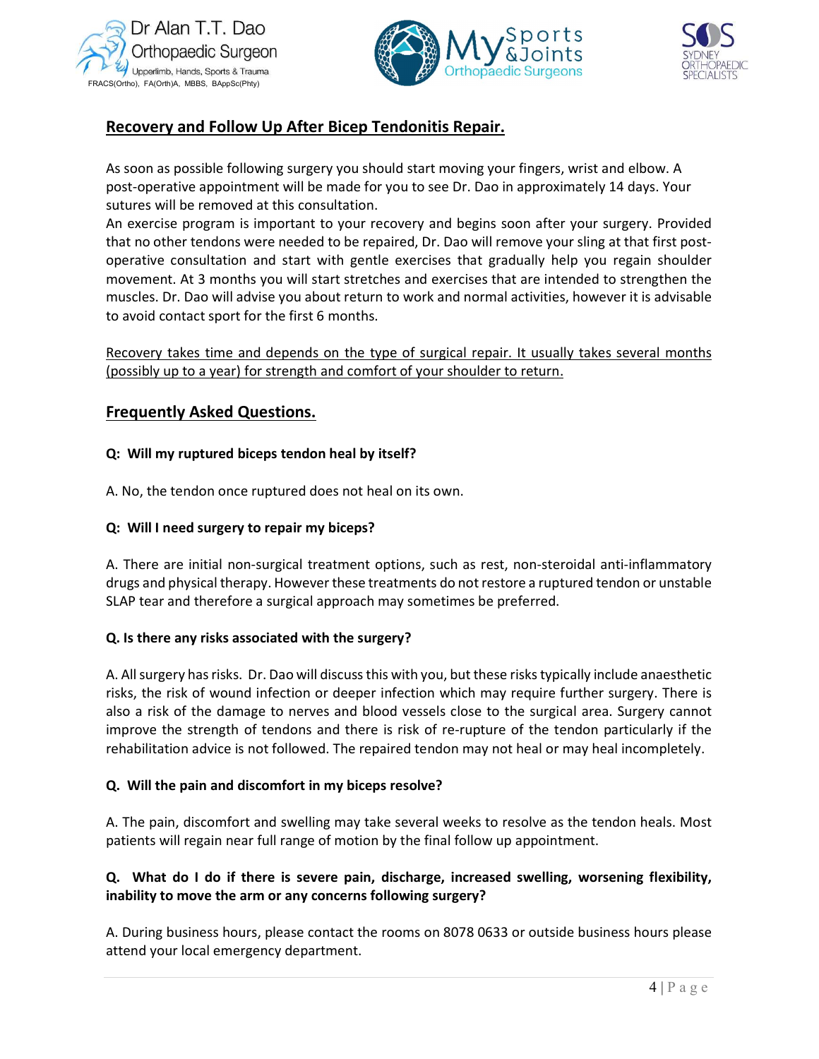## Recovery and Follow Up After Bicep Tendonitis Repair.

As soon as possible following surgery you should start moving your fingers, wrist and elbow. A post-operative appointment will be made for you to see Dr. Dao in approximately 14 days. Your sutures will be removed at this consultation.

An exercise program is important to your recovery and begins soon after your surgery. Provided that no other tendons were needed to be repaired, Dr. Dao will remove your sling at that first post-operative consultation and start with gentle exercises that gradually help you regain shoulder movement. At 3 months you will start stretches and exercises that are intended to strengthen the muscles. Dr. Dao will advise you about return to work and normal activities, however it is advisable to avoid contact sport for the first 6 months.

Recovery takes time and depends on the type of surgical repair. It usually takes several months (possibly up to a year) for strength and comfort of your shoulder to return.

## Frequently Asked Questions.

**Q: Will my ruptured biceps tendon heal by itself?**

A. No, the tendon once ruptured does not heal on its own.

**Q: Will I need surgery to repair my biceps?**

A. There are initial non-surgical treatment options, such as rest, non-steroidal anti-inflammatory drugs and physical therapy. However these treatments do not restore a ruptured tendon or unstable SLAP tear and therefore a surgical approach may sometimes be preferred.

**Q. Is there any risks associated with the surgery?**

A. All surgery has risks. Dr. Dao will discuss this with you, but these risks typically include anaesthetic risks, the risk of wound infection or deeper infection which may require further surgery. There is also a risk of the damage to nerves and blood vessels close to the surgical area. Surgery cannot improve the strength of tendons and there is risk of re-rupture of the tendon particularly if the rehabilitation advice is not followed. The repaired tendon may not heal or may heal incompletely.

**Q. Will the pain and discomfort in my biceps resolve?**

A. The pain, discomfort and swelling may take several weeks to resolve as the tendon heals. Most patients will regain near full range of motion by the final follow up appointment.

**Q. What do I do if there is severe pain, discharge, increased swelling, worsening flexibility, inability to move the arm or any concerns following surgery?**

A. During business hours, please contact the rooms on 8078 0633 or outside business hours please attend your local emergency department.